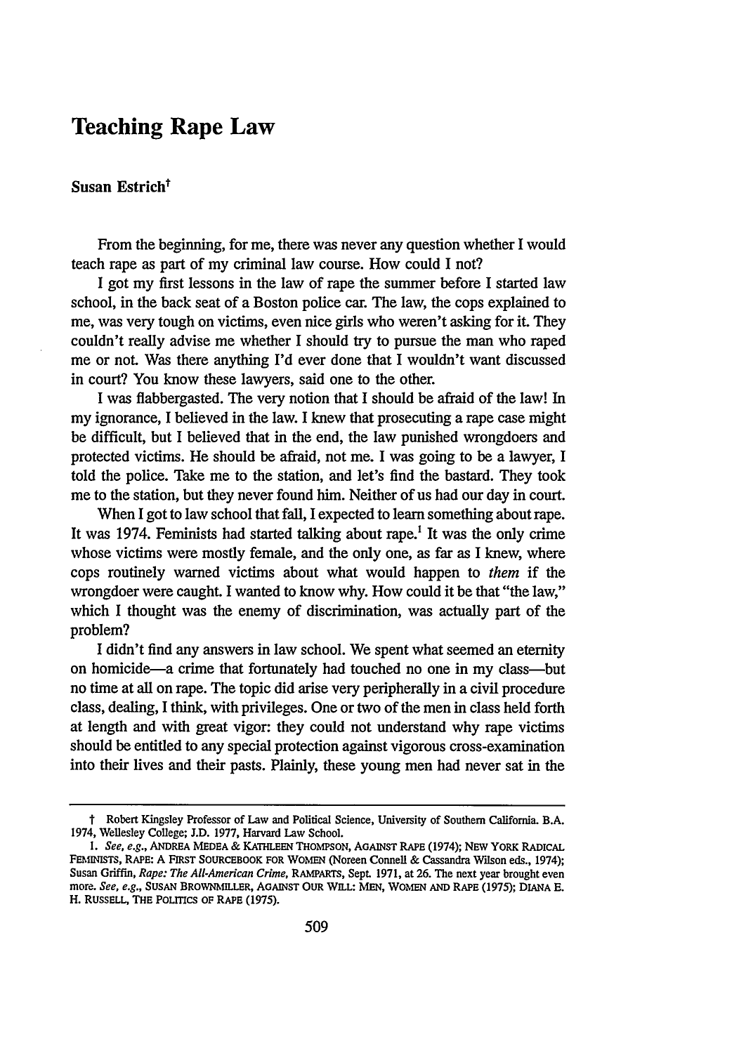# Teaching Rape Law

**Susan Estrich**†

From the beginning, for me, there was never any question whether I would teach rape as part of my criminal law course. How could I not?

I got my first lessons in the law of rape the summer before I started law school, in the back seat of a Boston police car. The law, the cops explained to me, was very tough on victims, even nice girls who weren't asking for it. They couldn't really advise me whether I should try to pursue the man who raped me or not. Was there anything I'd ever done that I wouldn't want discussed in court? You know these lawyers, said one to the other.

I was flabbergasted. The very notion that I should be afraid of the law! In my ignorance, I believed in the law. I knew that prosecuting a rape case might be difficult, but I believed that in the end, the law punished wrongdoers and protected victims. He should be afraid, not me. I was going to be a lawyer, I told the police. Take me to the station, and let's find the bastard. They took me to the station, but they never found him. Neither of us had our day in court.

When I got to law school that fall, I expected to learn something about rape. It was 1974. Feminists had started talking about rape.[1] It was the only crime whose victims were mostly female, and the only one, as far as I knew, where cops routinely warned victims about what would happen to *them* if the wrongdoer were caught. I wanted to know why. How could it be that "the law," which I thought was the enemy of discrimination, was actually part of the problem?

I didn't find any answers in law school. We spent what seemed an eternity on homicide—a crime that fortunately had touched no one in my class—but no time at all on rape. The topic did arise very peripherally in a civil procedure class, dealing, I think, with privileges. One or two of the men in class held forth at length and with great vigor: they could not understand why rape victims should be entitled to any special protection against vigorous cross-examination into their lives and their pasts. Plainly, these young men had never sat in the

---

† Robert Kingsley Professor of Law and Political Science, University of Southern California. B.A. 1974, Wellesley College; J.D. 1977, Harvard Law School.

1. *See, e.g.*, ANDREA MEDEA & KATHLEEN THOMPSON, AGAINST RAPE (1974); NEW YORK RADICAL FEMINISTS, RAPE: A FIRST SOURCEBOOK FOR WOMEN (Noreen Connell & Cassandra Wilson eds., 1974); Susan Griffin, *Rape: The All-American Crime*, RAMPARTS, Sept. 1971, at 26. The next year brought even more. *See, e.g.*, SUSAN BROWNMILLER, AGAINST OUR WILL: MEN, WOMEN AND RAPE (1975); DIANA E. H. RUSSELL, THE POLITICS OF RAPE (1975).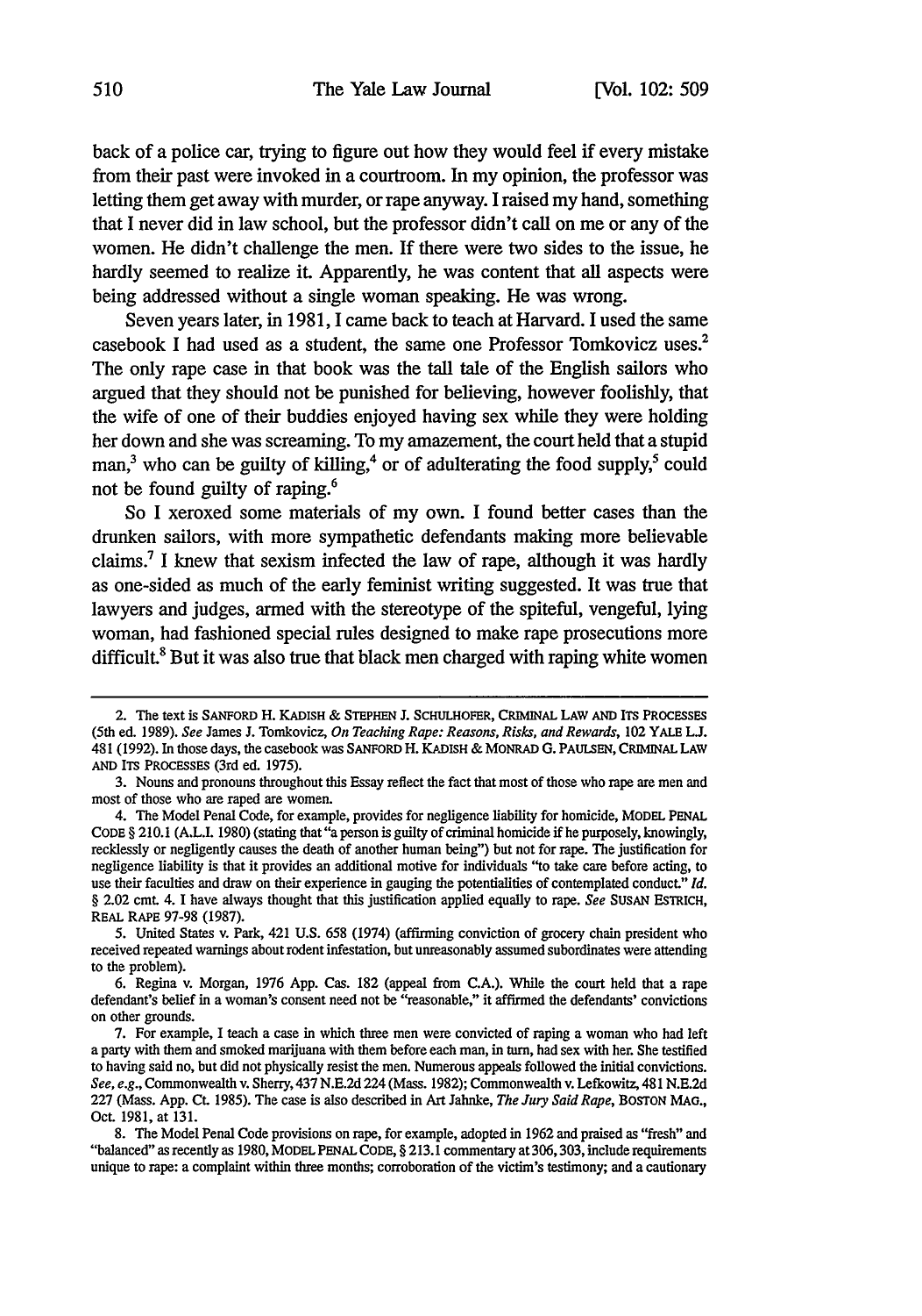back of a police car, trying to figure out how they would feel if every mistake from their past were invoked in a courtroom. In my opinion, the professor was letting them get away with murder, or rape anyway. I raised my hand, something that I never did in law school, but the professor didn't call on me or any of the women. He didn't challenge the men. If there were two sides to the issue, he hardly seemed to realize it. Apparently, he was content that all aspects were being addressed without a single woman speaking. He was wrong.

Seven years later, in 1981, I came back to teach at Harvard. I used the same casebook I had used as a student, the same one Professor Tomkovicz uses.[2] The only rape case in that book was the tall tale of the English sailors who argued that they should not be punished for believing, however foolishly, that the wife of one of their buddies enjoyed having sex while they were holding her down and she was screaming. To my amazement, the court held that a stupid man,[3] who can be guilty of killing,[4] or of adulterating the food supply,[5] could not be found guilty of raping.[6]

So I xeroxed some materials of my own. I found better cases than the drunken sailors, with more sympathetic defendants making more believable claims.[7] I knew that sexism infected the law of rape, although it was hardly as one-sided as much of the early feminist writing suggested. It was true that lawyers and judges, armed with the stereotype of the spiteful, vengeful, lying woman, had fashioned special rules designed to make rape prosecutions more difficult.[8] But it was also true that black men charged with raping white women

---

2. The text is SANFORD H. KADISH & STEPHEN J. SCHULHOFER, CRIMINAL LAW AND ITS PROCESSES (5th ed. 1989). *See* James J. Tomkovicz, *On Teaching Rape: Reasons, Risks, and Rewards*, 102 YALE L.J. 481 (1992). In those days, the casebook was SANFORD H. KADISH & MONRAD G. PAULSEN, CRIMINAL LAW AND ITS PROCESSES (3rd ed. 1975).

3. Nouns and pronouns throughout this Essay reflect the fact that most of those who rape are men and most of those who are raped are women.

4. The Model Penal Code, for example, provides for negligence liability for homicide, MODEL PENAL CODE § 210.1 (A.L.I. 1980) (stating that "a person is guilty of criminal homicide if he purposely, knowingly, recklessly or negligently causes the death of another human being") but not for rape. The justification for negligence liability is that it provides an additional motive for individuals "to take care before acting, to use their faculties and draw on their experience in gauging the potentialities of contemplated conduct." *Id.* § 2.02 cmt. 4. I have always thought that this justification applied equally to rape. *See* SUSAN ESTRICH, REAL RAPE 97-98 (1987).

5. United States v. Park, 421 U.S. 658 (1974) (affirming conviction of grocery chain president who received repeated warnings about rodent infestation, but unreasonably assumed subordinates were attending to the problem).

6. Regina v. Morgan, 1976 App. Cas. 182 (appeal from C.A.). While the court held that a rape defendant's belief in a woman's consent need not be "reasonable," it affirmed the defendants' convictions on other grounds.

7. For example, I teach a case in which three men were convicted of raping a woman who had left a party with them and smoked marijuana with them before each man, in turn, had sex with her. She testified to having said no, but did not physically resist the men. Numerous appeals followed the initial convictions. *See, e.g.*, Commonwealth v. Sherry, 437 N.E.2d 224 (Mass. 1982); Commonwealth v. Lefkowitz, 481 N.E.2d 227 (Mass. App. Ct. 1985). The case is also described in Art Jahnke, *The Jury Said Rape*, BOSTON MAG., Oct. 1981, at 131.

8. The Model Penal Code provisions on rape, for example, adopted in 1962 and praised as "fresh" and "balanced" as recently as 1980, MODEL PENAL CODE, § 213.1 commentary at 306, 303, include requirements unique to rape: a complaint within three months; corroboration of the victim's testimony; and a cautionary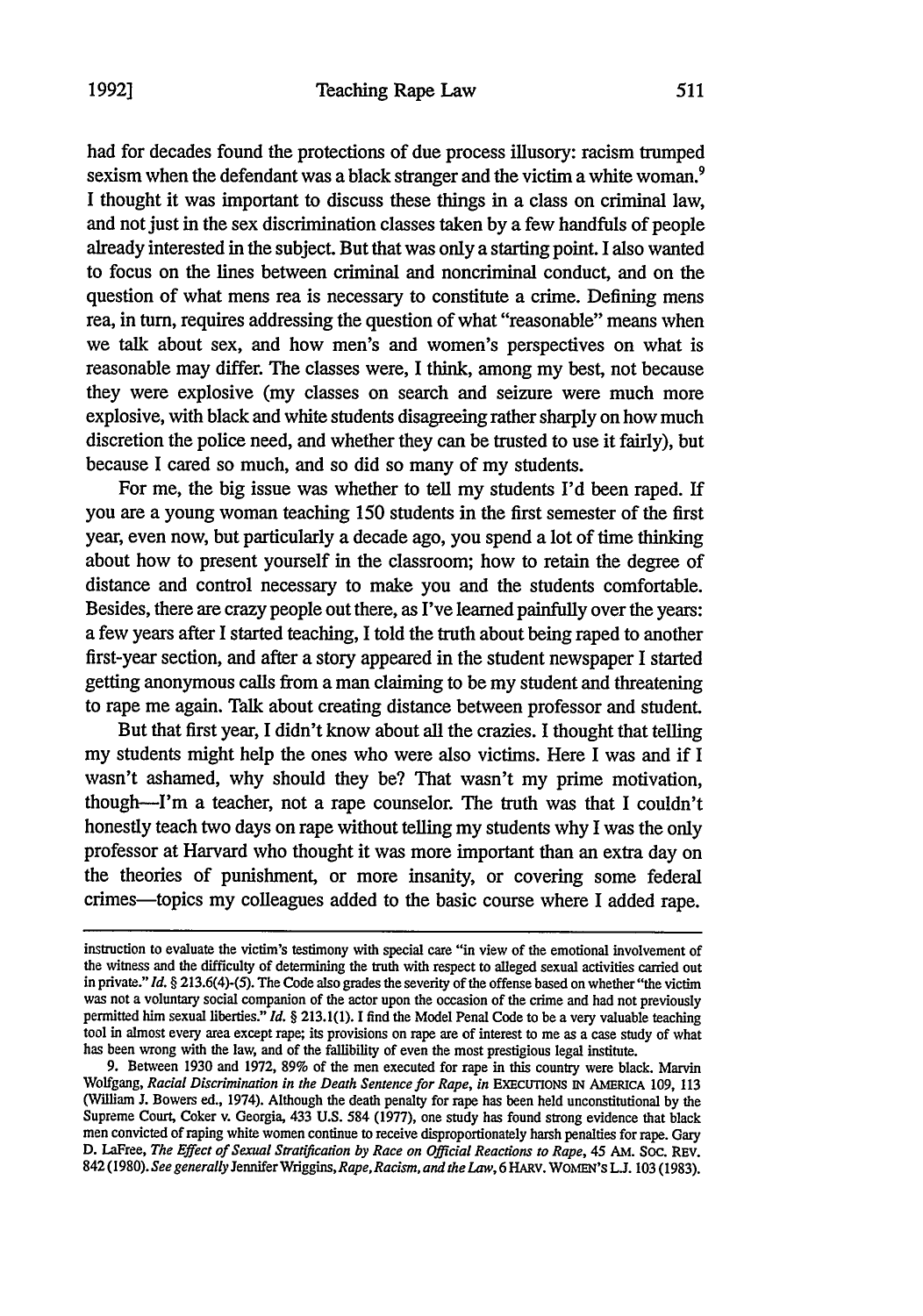had for decades found the protections of due process illusory: racism trumped sexism when the defendant was a black stranger and the victim a white woman.[9] I thought it was important to discuss these things in a class on criminal law, and not just in the sex discrimination classes taken by a few handfuls of people already interested in the subject. But that was only a starting point. I also wanted to focus on the lines between criminal and noncriminal conduct, and on the question of what mens rea is necessary to constitute a crime. Defining mens rea, in turn, requires addressing the question of what "reasonable" means when we talk about sex, and how men's and women's perspectives on what is reasonable may differ. The classes were, I think, among my best, not because they were explosive (my classes on search and seizure were much more explosive, with black and white students disagreeing rather sharply on how much discretion the police need, and whether they can be trusted to use it fairly), but because I cared so much, and so did so many of my students.

For me, the big issue was whether to tell my students I'd been raped. If you are a young woman teaching 150 students in the first semester of the first year, even now, but particularly a decade ago, you spend a lot of time thinking about how to present yourself in the classroom; how to retain the degree of distance and control necessary to make you and the students comfortable. Besides, there are crazy people out there, as I've learned painfully over the years: a few years after I started teaching, I told the truth about being raped to another first-year section, and after a story appeared in the student newspaper I started getting anonymous calls from a man claiming to be my student and threatening to rape me again. Talk about creating distance between professor and student.

But that first year, I didn't know about all the crazies. I thought that telling my students might help the ones who were also victims. Here I was and if I wasn't ashamed, why should they be? That wasn't my prime motivation, though—I'm a teacher, not a rape counselor. The truth was that I couldn't honestly teach two days on rape without telling my students why I was the only professor at Harvard who thought it was more important than an extra day on the theories of punishment, or more insanity, or covering some federal crimes—topics my colleagues added to the basic course where I added rape.

---

instruction to evaluate the victim's testimony with special care "in view of the emotional involvement of the witness and the difficulty of determining the truth with respect to alleged sexual activities carried out in private." *Id.* § 213.6(4)-(5). The Code also grades the severity of the offense based on whether "the victim was not a voluntary social companion of the actor upon the occasion of the crime and had not previously permitted him sexual liberties." *Id.* § 213.1(1). I find the Model Penal Code to be a very valuable teaching tool in almost every area except rape; its provisions on rape are of interest to me as a case study of what has been wrong with the law, and of the fallibility of even the most prestigious legal institute.

9. Between 1930 and 1972, 89% of the men executed for rape in this country were black. Marvin Wolfgang, *Racial Discrimination in the Death Sentence for Rape*, *in* EXECUTIONS IN AMERICA 109, 113 (William J. Bowers ed., 1974). Although the death penalty for rape has been held unconstitutional by the Supreme Court, Coker v. Georgia, 433 U.S. 584 (1977), one study has found strong evidence that black men convicted of raping white women continue to receive disproportionately harsh penalties for rape. Gary D. LaFree, *The Effect of Sexual Stratification by Race on Official Reactions to Rape*, 45 AM. SOC. REV. 842 (1980). *See generally* Jennifer Wriggins, *Rape, Racism, and the Law*, 6 HARV. WOMEN'S L.J. 103 (1983).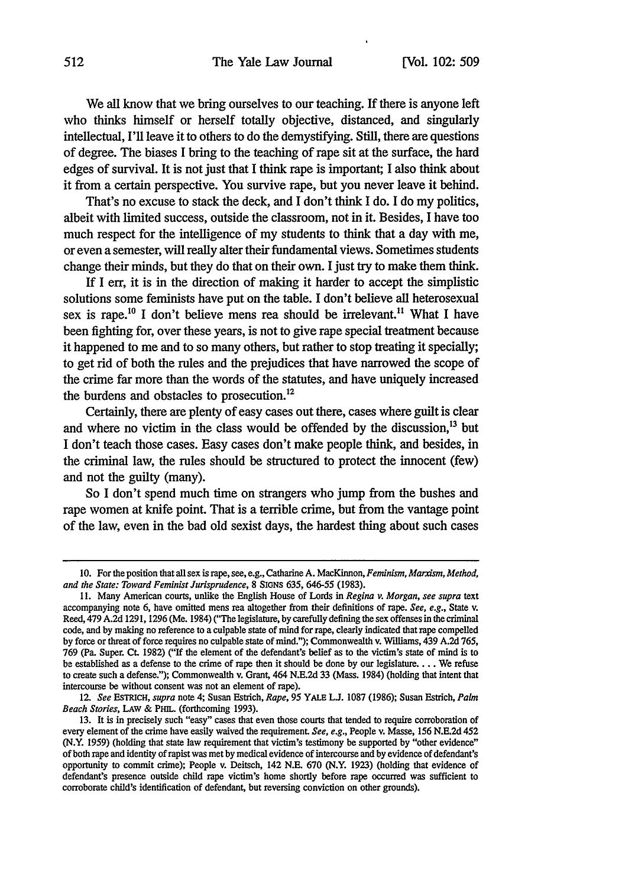We all know that we bring ourselves to our teaching. If there is anyone left who thinks himself or herself totally objective, distanced, and singularly intellectual, I'll leave it to others to do the demystifying. Still, there are questions of degree. The biases I bring to the teaching of rape sit at the surface, the hard edges of survival. It is not just that I think rape is important; I also think about it from a certain perspective. You survive rape, but you never leave it behind.

That's no excuse to stack the deck, and I don't think I do. I do my politics, albeit with limited success, outside the classroom, not in it. Besides, I have too much respect for the intelligence of my students to think that a day with me, or even a semester, will really alter their fundamental views. Sometimes students change their minds, but they do that on their own. I just try to make them think.

If I err, it is in the direction of making it harder to accept the simplistic solutions some feminists have put on the table. I don't believe all heterosexual sex is rape.[10] I don't believe mens rea should be irrelevant.[11] What I have been fighting for, over these years, is not to give rape special treatment because it happened to me and to so many others, but rather to stop treating it specially; to get rid of both the rules and the prejudices that have narrowed the scope of the crime far more than the words of the statutes, and have uniquely increased the burdens and obstacles to prosecution.[12]

Certainly, there are plenty of easy cases out there, cases where guilt is clear and where no victim in the class would be offended by the discussion,[13] but I don't teach those cases. Easy cases don't make people think, and besides, in the criminal law, the rules should be structured to protect the innocent (few) and not the guilty (many).

So I don't spend much time on strangers who jump from the bushes and rape women at knife point. That is a terrible crime, but from the vantage point of the law, even in the bad old sexist days, the hardest thing about such cases

---

10. For the position that all sex is rape, see, e.g., Catharine A. MacKinnon, *Feminism, Marxism, Method, and the State: Toward Feminist Jurisprudence*, 8 SIGNS 635, 646-55 (1983).

11. Many American courts, unlike the English House of Lords in *Regina v. Morgan*, *see supra* text accompanying note 6, have omitted mens rea altogether from their definitions of rape. *See, e.g.*, State v. Reed, 479 A.2d 1291, 1296 (Me. 1984) ("The legislature, by carefully defining the sex offenses in the criminal code, and by making no reference to a culpable state of mind for rape, clearly indicated that rape compelled by force or threat of force requires no culpable state of mind."); Commonwealth v. Williams, 439 A.2d 765, 769 (Pa. Super. Ct. 1982) ("If the element of the defendant's belief as to the victim's state of mind is to be established as a defense to the crime of rape then it should be done by our legislature.... We refuse to create such a defense."); Commonwealth v. Grant, 464 N.E.2d 33 (Mass. 1984) (holding that intent that intercourse be without consent was not an element of rape).

12. *See* ESTRICH, *supra* note 4; Susan Estrich, *Rape*, 95 YALE L.J. 1087 (1986); Susan Estrich, *Palm Beach Stories*, LAW & PHIL. (forthcoming 1993).

13. It is in precisely such "easy" cases that even those courts that tended to require corroboration of every element of the crime have easily waived the requirement. *See, e.g.*, People v. Masse, 156 N.E.2d 452 (N.Y. 1959) (holding that state law requirement that victim's testimony be supported by "other evidence" of both rape and identity of rapist was met by medical evidence of intercourse and by evidence of defendant's opportunity to commit crime); People v. Deitsch, 142 N.E. 670 (N.Y. 1923) (holding that evidence of defendant's presence outside child rape victim's home shortly before rape occurred was sufficient to corroborate child's identification of defendant, but reversing conviction on other grounds).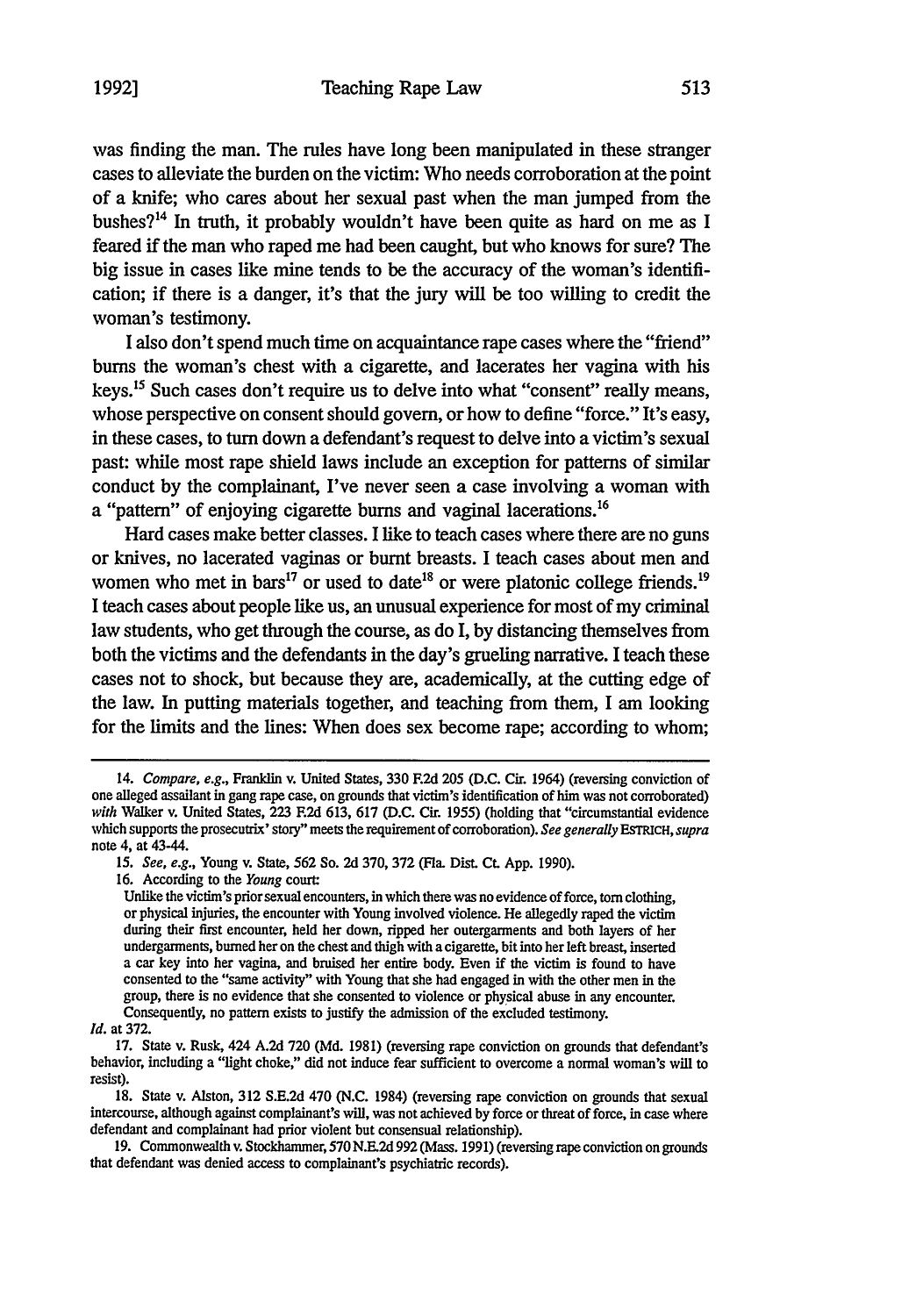was finding the man. The rules have long been manipulated in these stranger cases to alleviate the burden on the victim: Who needs corroboration at the point of a knife; who cares about her sexual past when the man jumped from the bushes?[14] In truth, it probably wouldn't have been quite as hard on me as I feared if the man who raped me had been caught, but who knows for sure? The big issue in cases like mine tends to be the accuracy of the woman's identification; if there is a danger, it's that the jury will be too willing to credit the woman's testimony.

I also don't spend much time on acquaintance rape cases where the "friend" burns the woman's chest with a cigarette, and lacerates her vagina with his keys.[15] Such cases don't require us to delve into what "consent" really means, whose perspective on consent should govern, or how to define "force." It's easy, in these cases, to turn down a defendant's request to delve into a victim's sexual past: while most rape shield laws include an exception for patterns of similar conduct by the complainant, I've never seen a case involving a woman with a "pattern" of enjoying cigarette burns and vaginal lacerations.[16]

Hard cases make better classes. I like to teach cases where there are no guns or knives, no lacerated vaginas or burnt breasts. I teach cases about men and women who met in bars[17] or used to date[18] or were platonic college friends.[19] I teach cases about people like us, an unusual experience for most of my criminal law students, who get through the course, as do I, by distancing themselves from both the victims and the defendants in the day's grueling narrative. I teach these cases not to shock, but because they are, academically, at the cutting edge of the law. In putting materials together, and teaching from them, I am looking for the limits and the lines: When does sex become rape; according to whom;

---

14. *Compare, e.g.*, Franklin v. United States, 330 F.2d 205 (D.C. Cir. 1964) (reversing conviction of one alleged assailant in gang rape case, on grounds that victim's identification of him was not corroborated) *with* Walker v. United States, 223 F.2d 613, 617 (D.C. Cir. 1955) (holding that "circumstantial evidence which supports the prosecutrix' story" meets the requirement of corroboration). *See generally* ESTRICH, *supra* note 4, at 43-44.

15. *See, e.g.*, Young v. State, 562 So. 2d 370, 372 (Fla. Dist. Ct. App. 1990).

16. According to the *Young* court:

> Unlike the victim's prior sexual encounters, in which there was no evidence of force, torn clothing, or physical injuries, the encounter with Young involved violence. He allegedly raped the victim during their first encounter, held her down, ripped her outergarments and both layers of her undergarments, burned her on the chest and thigh with a cigarette, bit into her left breast, inserted a car key into her vagina, and bruised her entire body. Even if the victim is found to have consented to the "same activity" with Young that she had engaged in with the other men in the group, there is no evidence that she consented to violence or physical abuse in any encounter. Consequently, no pattern exists to justify the admission of the excluded testimony.

*Id.* at 372.

17. State v. Rusk, 424 A.2d 720 (Md. 1981) (reversing rape conviction on grounds that defendant's behavior, including a "light choke," did not induce fear sufficient to overcome a normal woman's will to resist).

18. State v. Alston, 312 S.E.2d 470 (N.C. 1984) (reversing rape conviction on grounds that sexual intercourse, although against complainant's will, was not achieved by force or threat of force, in case where defendant and complainant had prior violent but consensual relationship).

19. Commonwealth v. Stockhammer, 570 N.E.2d 992 (Mass. 1991) (reversing rape conviction on grounds that defendant was denied access to complainant's psychiatric records).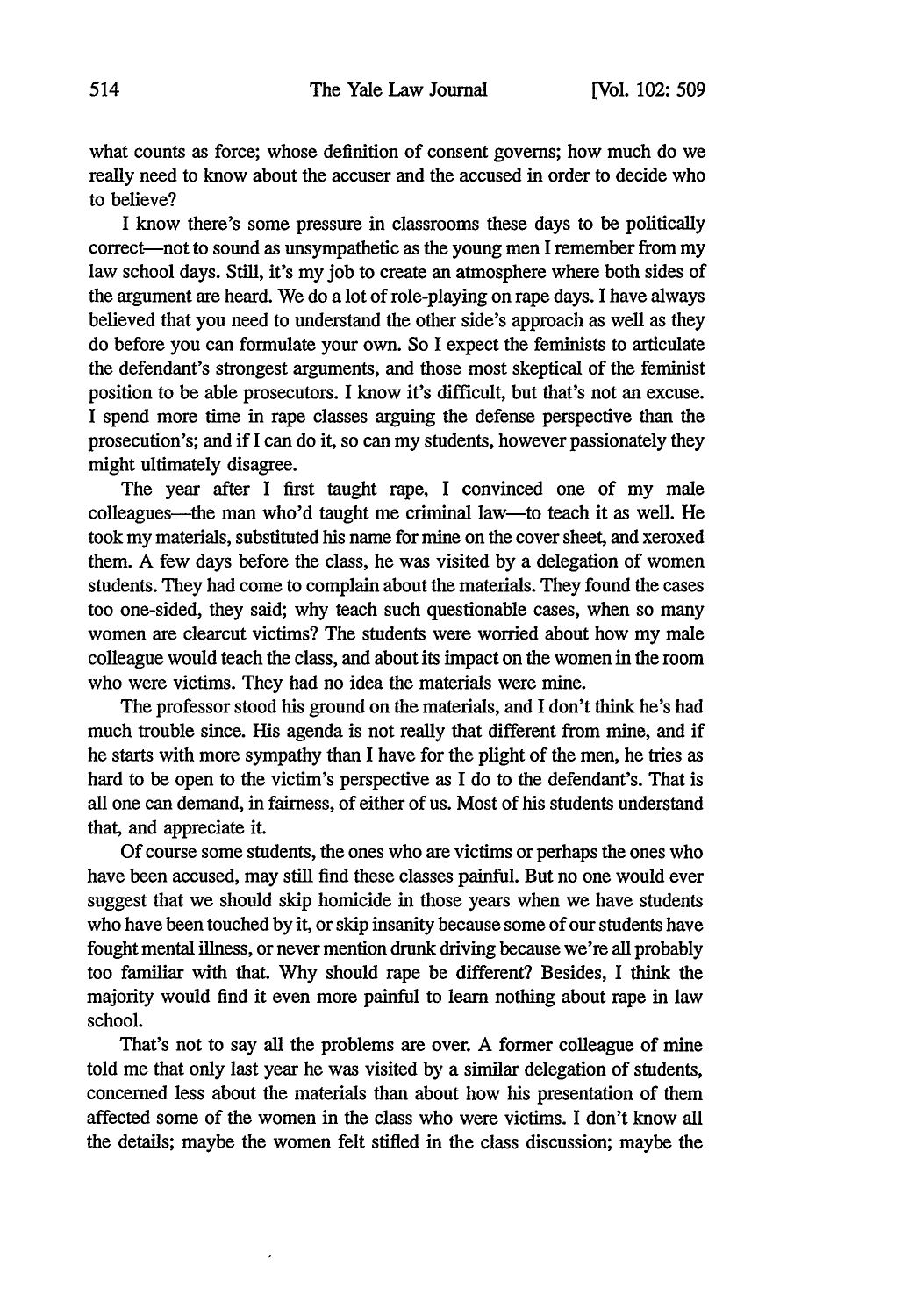what counts as force; whose definition of consent governs; how much do we really need to know about the accuser and the accused in order to decide who to believe?

I know there's some pressure in classrooms these days to be politically correct—not to sound as unsympathetic as the young men I remember from my law school days. Still, it's my job to create an atmosphere where both sides of the argument are heard. We do a lot of role-playing on rape days. I have always believed that you need to understand the other side's approach as well as they do before you can formulate your own. So I expect the feminists to articulate the defendant's strongest arguments, and those most skeptical of the feminist position to be able prosecutors. I know it's difficult, but that's not an excuse. I spend more time in rape classes arguing the defense perspective than the prosecution's; and if I can do it, so can my students, however passionately they might ultimately disagree.

The year after I first taught rape, I convinced one of my male colleagues—the man who'd taught me criminal law—to teach it as well. He took my materials, substituted his name for mine on the cover sheet, and xeroxed them. A few days before the class, he was visited by a delegation of women students. They had come to complain about the materials. They found the cases too one-sided, they said; why teach such questionable cases, when so many women are clearcut victims? The students were worried about how my male colleague would teach the class, and about its impact on the women in the room who were victims. They had no idea the materials were mine.

The professor stood his ground on the materials, and I don't think he's had much trouble since. His agenda is not really that different from mine, and if he starts with more sympathy than I have for the plight of the men, he tries as hard to be open to the victim's perspective as I do to the defendant's. That is all one can demand, in fairness, of either of us. Most of his students understand that, and appreciate it.

Of course some students, the ones who are victims or perhaps the ones who have been accused, may still find these classes painful. But no one would ever suggest that we should skip homicide in those years when we have students who have been touched by it, or skip insanity because some of our students have fought mental illness, or never mention drunk driving because we're all probably too familiar with that. Why should rape be different? Besides, I think the majority would find it even more painful to learn nothing about rape in law school.

That's not to say all the problems are over. A former colleague of mine told me that only last year he was visited by a similar delegation of students, concerned less about the materials than about how his presentation of them affected some of the women in the class who were victims. I don't know all the details; maybe the women felt stifled in the class discussion; maybe the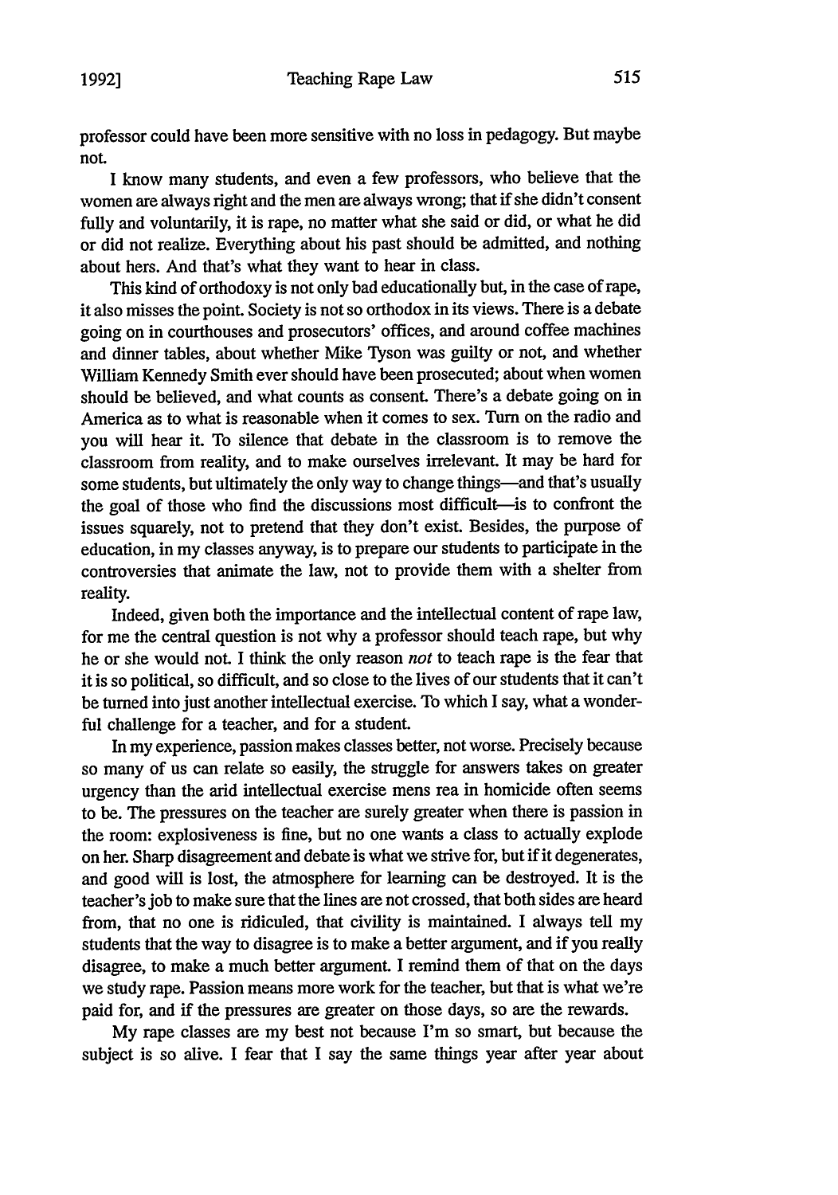professor could have been more sensitive with no loss in pedagogy. But maybe not.

I know many students, and even a few professors, who believe that the women are always right and the men are always wrong; that if she didn't consent fully and voluntarily, it is rape, no matter what she said or did, or what he did or did not realize. Everything about his past should be admitted, and nothing about hers. And that's what they want to hear in class.

This kind of orthodoxy is not only bad educationally but, in the case of rape, it also misses the point. Society is not so orthodox in its views. There is a debate going on in courthouses and prosecutors' offices, and around coffee machines and dinner tables, about whether Mike Tyson was guilty or not, and whether William Kennedy Smith ever should have been prosecuted; about when women should be believed, and what counts as consent. There's a debate going on in America as to what is reasonable when it comes to sex. Turn on the radio and you will hear it. To silence that debate in the classroom is to remove the classroom from reality, and to make ourselves irrelevant. It may be hard for some students, but ultimately the only way to change things—and that's usually the goal of those who find the discussions most difficult—is to confront the issues squarely, not to pretend that they don't exist. Besides, the purpose of education, in my classes anyway, is to prepare our students to participate in the controversies that animate the law, not to provide them with a shelter from reality.

Indeed, given both the importance and the intellectual content of rape law, for me the central question is not why a professor should teach rape, but why he or she would not. I think the only reason *not* to teach rape is the fear that it is so political, so difficult, and so close to the lives of our students that it can't be turned into just another intellectual exercise. To which I say, what a wonderful challenge for a teacher, and for a student.

In my experience, passion makes classes better, not worse. Precisely because so many of us can relate so easily, the struggle for answers takes on greater urgency than the arid intellectual exercise mens rea in homicide often seems to be. The pressures on the teacher are surely greater when there is passion in the room: explosiveness is fine, but no one wants a class to actually explode on her. Sharp disagreement and debate is what we strive for, but if it degenerates, and good will is lost, the atmosphere for learning can be destroyed. It is the teacher's job to make sure that the lines are not crossed, that both sides are heard from, that no one is ridiculed, that civility is maintained. I always tell my students that the way to disagree is to make a better argument, and if you really disagree, to make a much better argument. I remind them of that on the days we study rape. Passion means more work for the teacher, but that is what we're paid for, and if the pressures are greater on those days, so are the rewards.

My rape classes are my best not because I'm so smart, but because the subject is so alive. I fear that I say the same things year after year about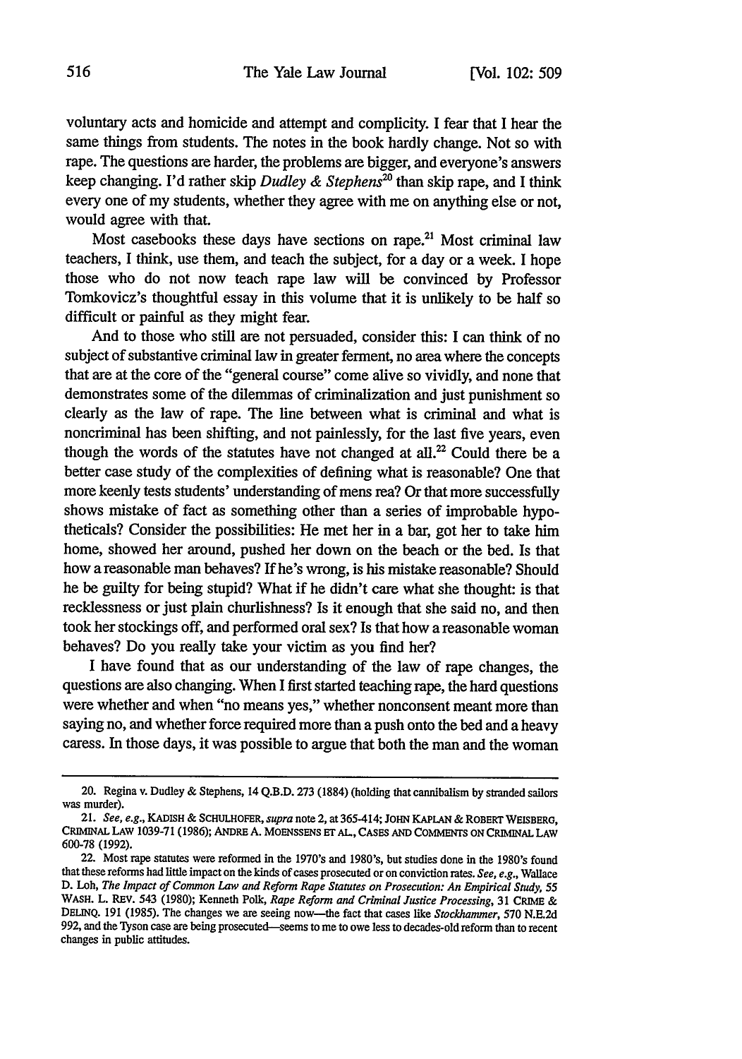voluntary acts and homicide and attempt and complicity. I fear that I hear the same things from students. The notes in the book hardly change. Not so with rape. The questions are harder, the problems are bigger, and everyone's answers keep changing. I'd rather skip *Dudley & Stephens*[20] than skip rape, and I think every one of my students, whether they agree with me on anything else or not, would agree with that.

Most casebooks these days have sections on rape.[21] Most criminal law teachers, I think, use them, and teach the subject, for a day or a week. I hope those who do not now teach rape law will be convinced by Professor Tomkovicz's thoughtful essay in this volume that it is unlikely to be half so difficult or painful as they might fear.

And to those who still are not persuaded, consider this: I can think of no subject of substantive criminal law in greater ferment, no area where the concepts that are at the core of the "general course" come alive so vividly, and none that demonstrates some of the dilemmas of criminalization and just punishment so clearly as the law of rape. The line between what is criminal and what is noncriminal has been shifting, and not painlessly, for the last five years, even though the words of the statutes have not changed at all.[22] Could there be a better case study of the complexities of defining what is reasonable? One that more keenly tests students' understanding of mens rea? Or that more successfully shows mistake of fact as something other than a series of improbable hypotheticals? Consider the possibilities: He met her in a bar, got her to take him home, showed her around, pushed her down on the beach or the bed. Is that how a reasonable man behaves? If he's wrong, is his mistake reasonable? Should he be guilty for being stupid? What if he didn't care what she thought: is that recklessness or just plain churlishness? Is it enough that she said no, and then took her stockings off, and performed oral sex? Is that how a reasonable woman behaves? Do you really take your victim as you find her?

I have found that as our understanding of the law of rape changes, the questions are also changing. When I first started teaching rape, the hard questions were whether and when "no means yes," whether nonconsent meant more than saying no, and whether force required more than a push onto the bed and a heavy caress. In those days, it was possible to argue that both the man and the woman

---

20. Regina v. Dudley & Stephens, 14 Q.B.D. 273 (1884) (holding that cannibalism by stranded sailors was murder).

21. *See, e.g.*, KADISH & SCHULHOFER, *supra* note 2, at 365-414; JOHN KAPLAN & ROBERT WEISBERG, CRIMINAL LAW 1039-71 (1986); ANDRE A. MOENSSENS ET AL., CASES AND COMMENTS ON CRIMINAL LAW 600-78 (1992).

22. Most rape statutes were reformed in the 1970's and 1980's, but studies done in the 1980's found that these reforms had little impact on the kinds of cases prosecuted or on conviction rates. *See, e.g.*, Wallace D. Loh, *The Impact of Common Law and Reform Rape Statutes on Prosecution: An Empirical Study*, 55 WASH. L. REV. 543 (1980); Kenneth Polk, *Rape Reform and Criminal Justice Processing*, 31 CRIME & DELINQ. 191 (1985). The changes we are seeing now—the fact that cases like *Stockhammer*, 570 N.E.2d 992, and the Tyson case are being prosecuted—seems to me to owe less to decades-old reform than to recent changes in public attitudes.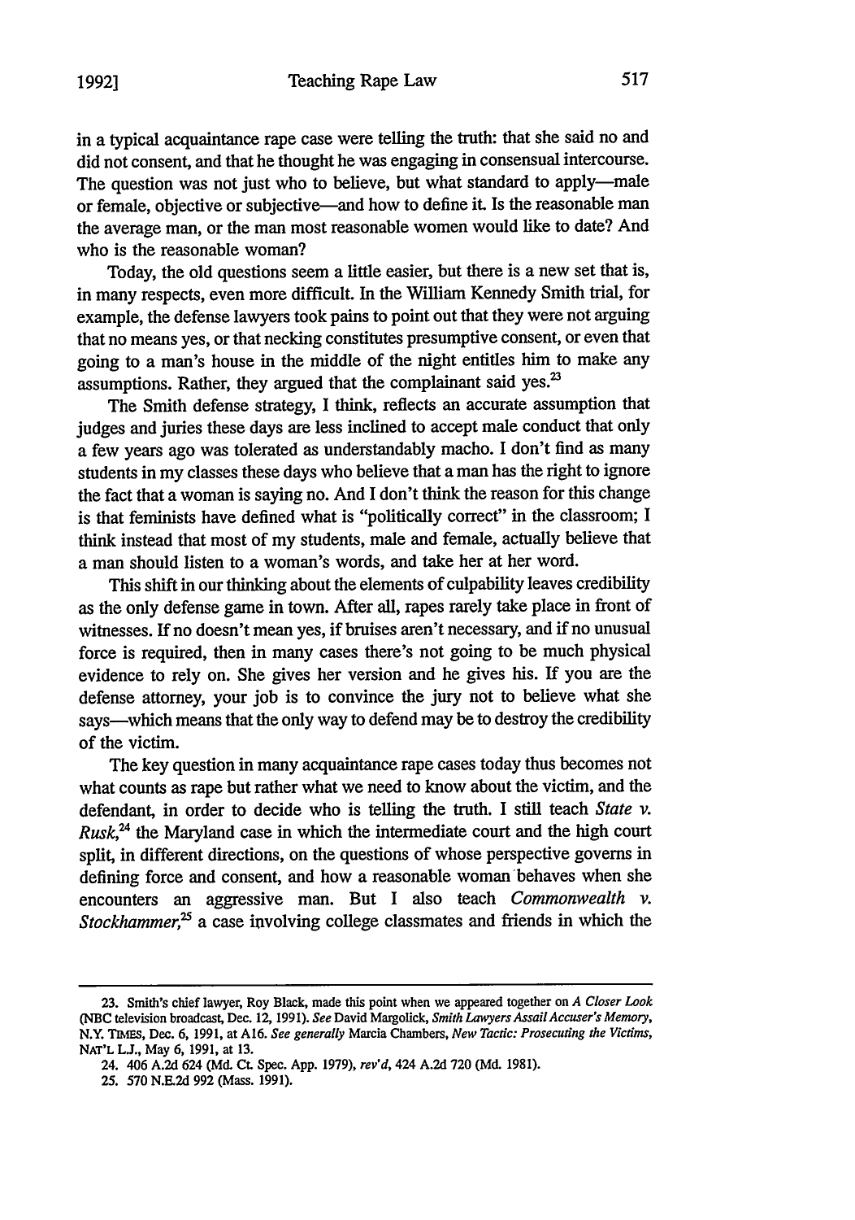in a typical acquaintance rape case were telling the truth: that she said no and did not consent, and that he thought he was engaging in consensual intercourse. The question was not just who to believe, but what standard to apply—male or female, objective or subjective—and how to define it. Is the reasonable man the average man, or the man most reasonable women would like to date? And who is the reasonable woman?

Today, the old questions seem a little easier, but there is a new set that is, in many respects, even more difficult. In the William Kennedy Smith trial, for example, the defense lawyers took pains to point out that they were not arguing that no means yes, or that necking constitutes presumptive consent, or even that going to a man's house in the middle of the night entitles him to make any assumptions. Rather, they argued that the complainant said yes.[23]

The Smith defense strategy, I think, reflects an accurate assumption that judges and juries these days are less inclined to accept male conduct that only a few years ago was tolerated as understandably macho. I don't find as many students in my classes these days who believe that a man has the right to ignore the fact that a woman is saying no. And I don't think the reason for this change is that feminists have defined what is "politically correct" in the classroom; I think instead that most of my students, male and female, actually believe that a man should listen to a woman's words, and take her at her word.

This shift in our thinking about the elements of culpability leaves credibility as the only defense game in town. After all, rapes rarely take place in front of witnesses. If no doesn't mean yes, if bruises aren't necessary, and if no unusual force is required, then in many cases there's not going to be much physical evidence to rely on. She gives her version and he gives his. If you are the defense attorney, your job is to convince the jury not to believe what she says—which means that the only way to defend may be to destroy the credibility of the victim.

The key question in many acquaintance rape cases today thus becomes not what counts as rape but rather what we need to know about the victim, and the defendant, in order to decide who is telling the truth. I still teach *State v. Rusk*,[24] the Maryland case in which the intermediate court and the high court split, in different directions, on the questions of whose perspective governs in defining force and consent, and how a reasonable woman behaves when she encounters an aggressive man. But I also teach *Commonwealth v. Stockhammer*,[25] a case involving college classmates and friends in which the

---

23. Smith's chief lawyer, Roy Black, made this point when we appeared together on *A Closer Look* (NBC television broadcast, Dec. 12, 1991). *See* David Margolick, *Smith Lawyers Assail Accuser's Memory*, N.Y. TIMES, Dec. 6, 1991, at A16. *See generally* Marcia Chambers, *New Tactic: Prosecuting the Victims*, NAT'L L.J., May 6, 1991, at 13.

24. 406 A.2d 624 (Md. Ct. Spec. App. 1979), *rev'd*, 424 A.2d 720 (Md. 1981).

25. 570 N.E.2d 992 (Mass. 1991).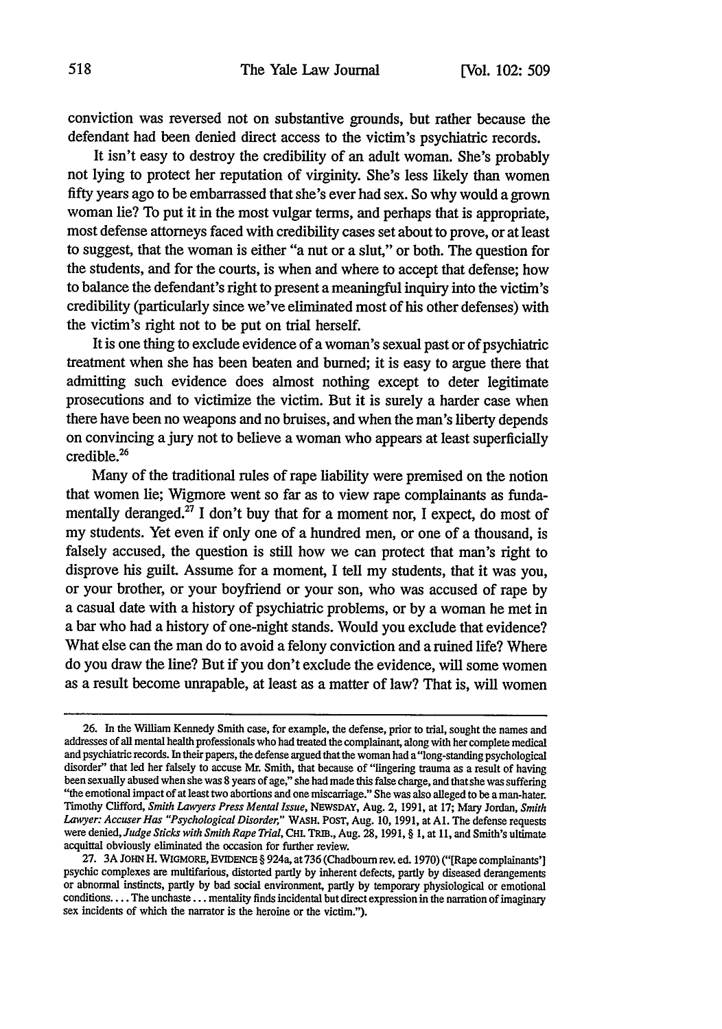conviction was reversed not on substantive grounds, but rather because the defendant had been denied direct access to the victim's psychiatric records.

It isn't easy to destroy the credibility of an adult woman. She's probably not lying to protect her reputation of virginity. She's less likely than women fifty years ago to be embarrassed that she's ever had sex. So why would a grown woman lie? To put it in the most vulgar terms, and perhaps that is appropriate, most defense attorneys faced with credibility cases set about to prove, or at least to suggest, that the woman is either "a nut or a slut," or both. The question for the students, and for the courts, is when and where to accept that defense; how to balance the defendant's right to present a meaningful inquiry into the victim's credibility (particularly since we've eliminated most of his other defenses) with the victim's right not to be put on trial herself.

It is one thing to exclude evidence of a woman's sexual past or of psychiatric treatment when she has been beaten and burned; it is easy to argue there that admitting such evidence does almost nothing except to deter legitimate prosecutions and to victimize the victim. But it is surely a harder case when there have been no weapons and no bruises, and when the man's liberty depends on convincing a jury not to believe a woman who appears at least superficially credible.[26]

Many of the traditional rules of rape liability were premised on the notion that women lie; Wigmore went so far as to view rape complainants as fundamentally deranged.[27] I don't buy that for a moment nor, I expect, do most of my students. Yet even if only one of a hundred men, or one of a thousand, is falsely accused, the question is still how we can protect that man's right to disprove his guilt. Assume for a moment, I tell my students, that it was you, or your brother, or your boyfriend or your son, who was accused of rape by a casual date with a history of psychiatric problems, or by a woman he met in a bar who had a history of one-night stands. Would you exclude that evidence? What else can the man do to avoid a felony conviction and a ruined life? Where do you draw the line? But if you don't exclude the evidence, will some women as a result become unrapable, at least as a matter of law? That is, will women

---

26. In the William Kennedy Smith case, for example, the defense, prior to trial, sought the names and addresses of all mental health professionals who had treated the complainant, along with her complete medical and psychiatric records. In their papers, the defense argued that the woman had a "long-standing psychological disorder" that led her falsely to accuse Mr. Smith, that because of "lingering trauma as a result of having been sexually abused when she was 8 years of age," she had made this false charge, and that she was suffering "the emotional impact of at least two abortions and one miscarriage." She was also alleged to be a man-hater. Timothy Clifford, *Smith Lawyers Press Mental Issue*, NEWSDAY, Aug. 2, 1991, at 17; Mary Jordan, *Smith Lawyer: Accuser Has "Psychological Disorder,"* WASH. POST, Aug. 10, 1991, at A1. The defense requests were denied, *Judge Sticks with Smith Rape Trial*, CHI. TRIB., Aug. 28, 1991, § 1, at 11, and Smith's ultimate acquittal obviously eliminated the occasion for further review.

27. 3A JOHN H. WIGMORE, EVIDENCE § 924a, at 736 (Chadbourn rev. ed. 1970) ("[Rape complainants'] psychic complexes are multifarious, distorted partly by inherent defects, partly by diseased derangements or abnormal instincts, partly by bad social environment, partly by temporary physiological or emotional conditions. . . . The unchaste . . . mentality finds incidental but direct expression in the narration of imaginary sex incidents of which the narrator is the heroine or the victim.").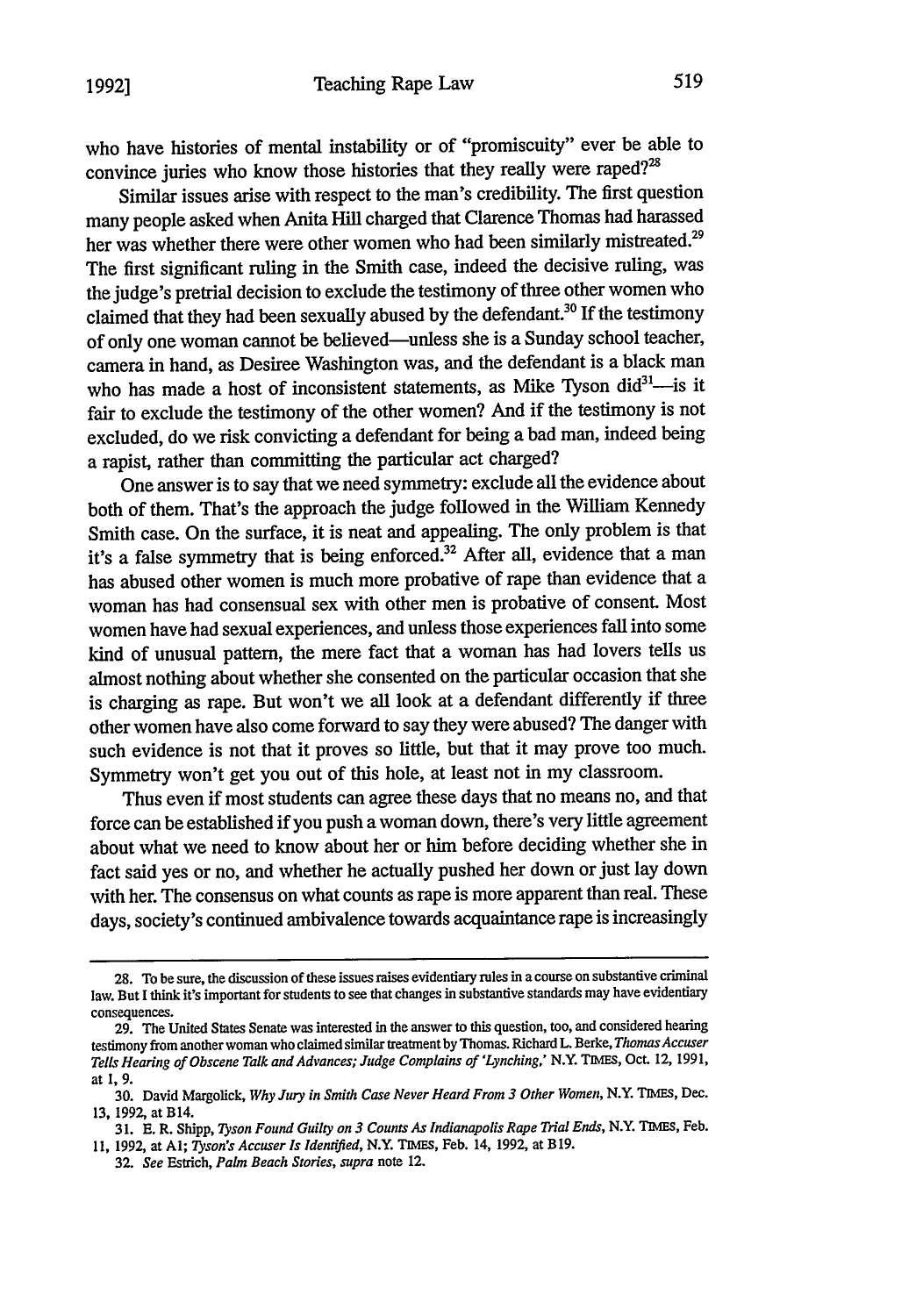who have histories of mental instability or of "promiscuity" ever be able to convince juries who know those histories that they really were raped?[28]

Similar issues arise with respect to the man's credibility. The first question many people asked when Anita Hill charged that Clarence Thomas had harassed her was whether there were other women who had been similarly mistreated.[29] The first significant ruling in the Smith case, indeed the decisive ruling, was the judge's pretrial decision to exclude the testimony of three other women who claimed that they had been sexually abused by the defendant.[30] If the testimony of only one woman cannot be believed—unless she is a Sunday school teacher, camera in hand, as Desiree Washington was, and the defendant is a black man who has made a host of inconsistent statements, as Mike Tyson did[31]—is it fair to exclude the testimony of the other women? And if the testimony is not excluded, do we risk convicting a defendant for being a bad man, indeed being a rapist, rather than committing the particular act charged?

One answer is to say that we need symmetry: exclude all the evidence about both of them. That's the approach the judge followed in the William Kennedy Smith case. On the surface, it is neat and appealing. The only problem is that it's a false symmetry that is being enforced.[32] After all, evidence that a man has abused other women is much more probative of rape than evidence that a woman has had consensual sex with other men is probative of consent. Most women have had sexual experiences, and unless those experiences fall into some kind of unusual pattern, the mere fact that a woman has had lovers tells us almost nothing about whether she consented on the particular occasion that she is charging as rape. But won't we all look at a defendant differently if three other women have also come forward to say they were abused? The danger with such evidence is not that it proves so little, but that it may prove too much. Symmetry won't get you out of this hole, at least not in my classroom.

Thus even if most students can agree these days that no means no, and that force can be established if you push a woman down, there's very little agreement about what we need to know about her or him before deciding whether she in fact said yes or no, and whether he actually pushed her down or just lay down with her. The consensus on what counts as rape is more apparent than real. These days, society's continued ambivalence towards acquaintance rape is increasingly

---

28. To be sure, the discussion of these issues raises evidentiary rules in a course on substantive criminal law. But I think it's important for students to see that changes in substantive standards may have evidentiary consequences.

29. The United States Senate was interested in the answer to this question, too, and considered hearing testimony from another woman who claimed similar treatment by Thomas. Richard L. Berke, *Thomas Accuser Tells Hearing of Obscene Talk and Advances; Judge Complains of 'Lynching,'* N.Y. TIMES, Oct. 12, 1991, at 1, 9.

30. David Margolick, *Why Jury in Smith Case Never Heard From 3 Other Women*, N.Y. TIMES, Dec. 13, 1992, at B14.

31. E. R. Shipp, *Tyson Found Guilty on 3 Counts As Indianapolis Rape Trial Ends*, N.Y. TIMES, Feb. 11, 1992, at A1; *Tyson's Accuser Is Identified*, N.Y. TIMES, Feb. 14, 1992, at B19.

32. *See* Estrich, *Palm Beach Stories*, *supra* note 12.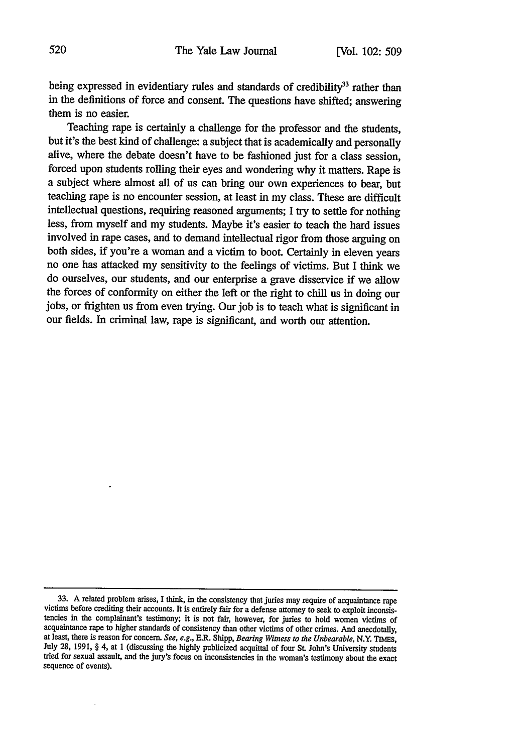being expressed in evidentiary rules and standards of credibility[33] rather than in the definitions of force and consent. The questions have shifted; answering them is no easier.

Teaching rape is certainly a challenge for the professor and the students, but it's the best kind of challenge: a subject that is academically and personally alive, where the debate doesn't have to be fashioned just for a class session, forced upon students rolling their eyes and wondering why it matters. Rape is a subject where almost all of us can bring our own experiences to bear, but teaching rape is no encounter session, at least in my class. These are difficult intellectual questions, requiring reasoned arguments; I try to settle for nothing less, from myself and my students. Maybe it's easier to teach the hard issues involved in rape cases, and to demand intellectual rigor from those arguing on both sides, if you're a woman and a victim to boot. Certainly in eleven years no one has attacked my sensitivity to the feelings of victims. But I think we do ourselves, our students, and our enterprise a grave disservice if we allow the forces of conformity on either the left or the right to chill us in doing our jobs, or frighten us from even trying. Our job is to teach what is significant in our fields. In criminal law, rape is significant, and worth our attention.

---

33. A related problem arises, I think, in the consistency that juries may require of acquaintance rape victims before crediting their accounts. It is entirely fair for a defense attorney to seek to exploit inconsistencies in the complainant's testimony; it is not fair, however, for juries to hold women victims of acquaintance rape to higher standards of consistency than other victims of other crimes. And anecdotally, at least, there is reason for concern. *See, e.g.*, E.R. Shipp, *Bearing Witness to the Unbearable*, N.Y. TIMES, July 28, 1991, § 4, at 1 (discussing the highly publicized acquittal of four St. John's University students tried for sexual assault, and the jury's focus on inconsistencies in the woman's testimony about the exact sequence of events).